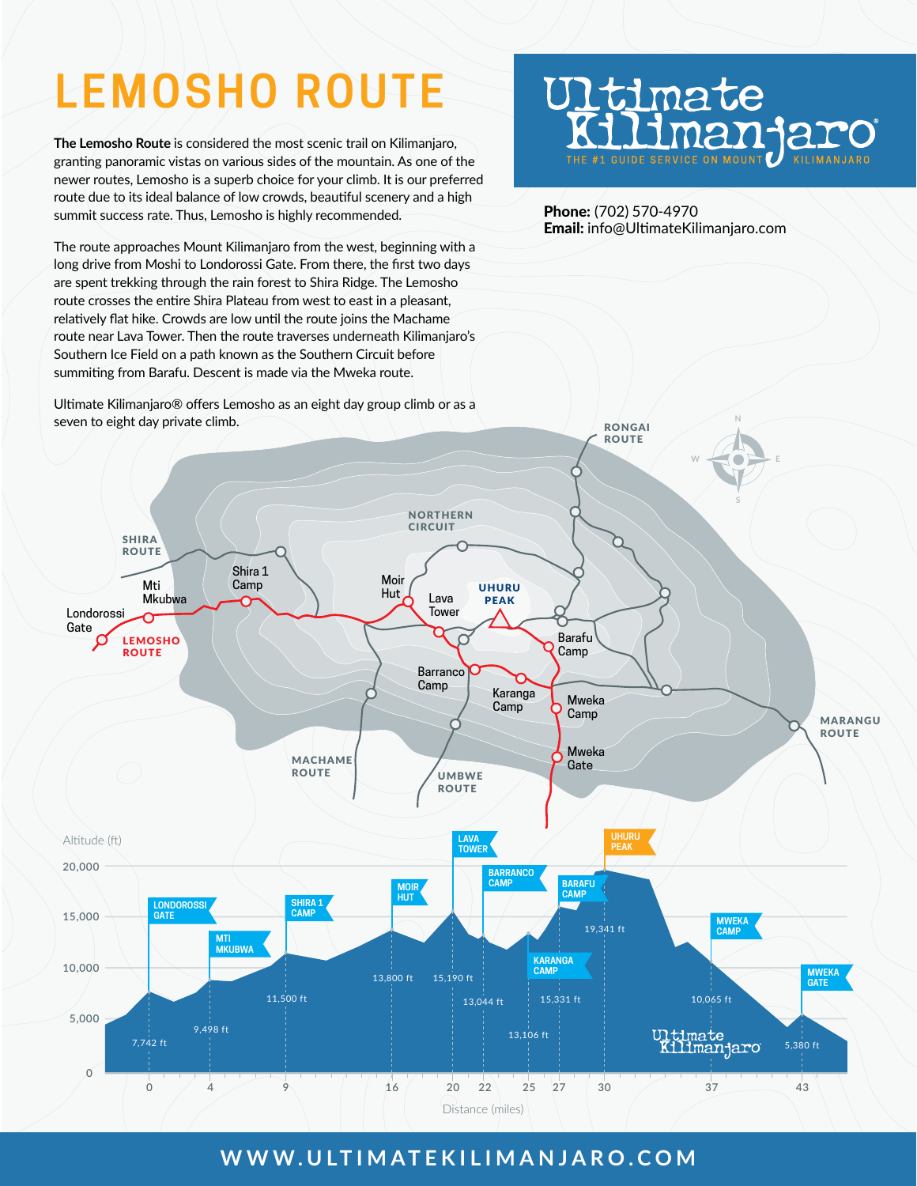# LEMOSHO ROUTE

**The Lemosho Route** is considered the most scenic trail on Kilimanjaro, granting panoramic vistas on various sides of the mountain. As one of the newer routes, Lemosho is a superb choice for your climb. It is our preferred route due to its ideal balance of low crowds, beautiful scenery and a high summit success rate. Thus, Lemosho is highly recommended.

The route approaches Mount Kilimanjaro from the west, beginning with a long drive from Moshi to Londorossi Gate. From there, the first two days are spent trekking through the rain forest to Shira Ridge. The Lemosho route crosses the entire Shira Plateau from west to east in a pleasant, relatively flat hike. Crowds are low until the route joins the Machame route near Lava Tower. Then the route traverses underneath Kilimanjaro's Southern Ice Field on a path known as the Southern Circuit before summiting from Barafu. Descent is made via the Mweka route.

Ultimate Kilimanjaro® offers Lemosho as an eight day group climb or as a seven to eight day private climb.

**Ultimate Kilimanjaro®**
THE #1 GUIDE SERVICE ON MOUNT KILIMANJARO

**Phone:** (702) 570-4970
**Email:** info@UltimateKilimanjaro.com

| Location | Distance (miles) | Altitude (ft) |
|---|---|---|
| Londorossi Gate | 0 | 7,742 |
| Mti Mkubwa | 4 | 9,498 |
| Shira 1 Camp | 9 | 11,500 |
| Moir Hut | 16 | 13,800 |
| Lava Tower | 20 | 15,190 |
| Barranco Camp | 22 | 13,044 |
| Karanga Camp | 25 | 13,106 |
| Barafu Camp | 27 | 15,331 |
| Uhuru Peak | 30 | 19,341 |
| Mweka Camp | 37 | 10,065 |
| Mweka Gate | 43 | 5,380 |

WWW.ULTIMATEKILIMANJARO.COM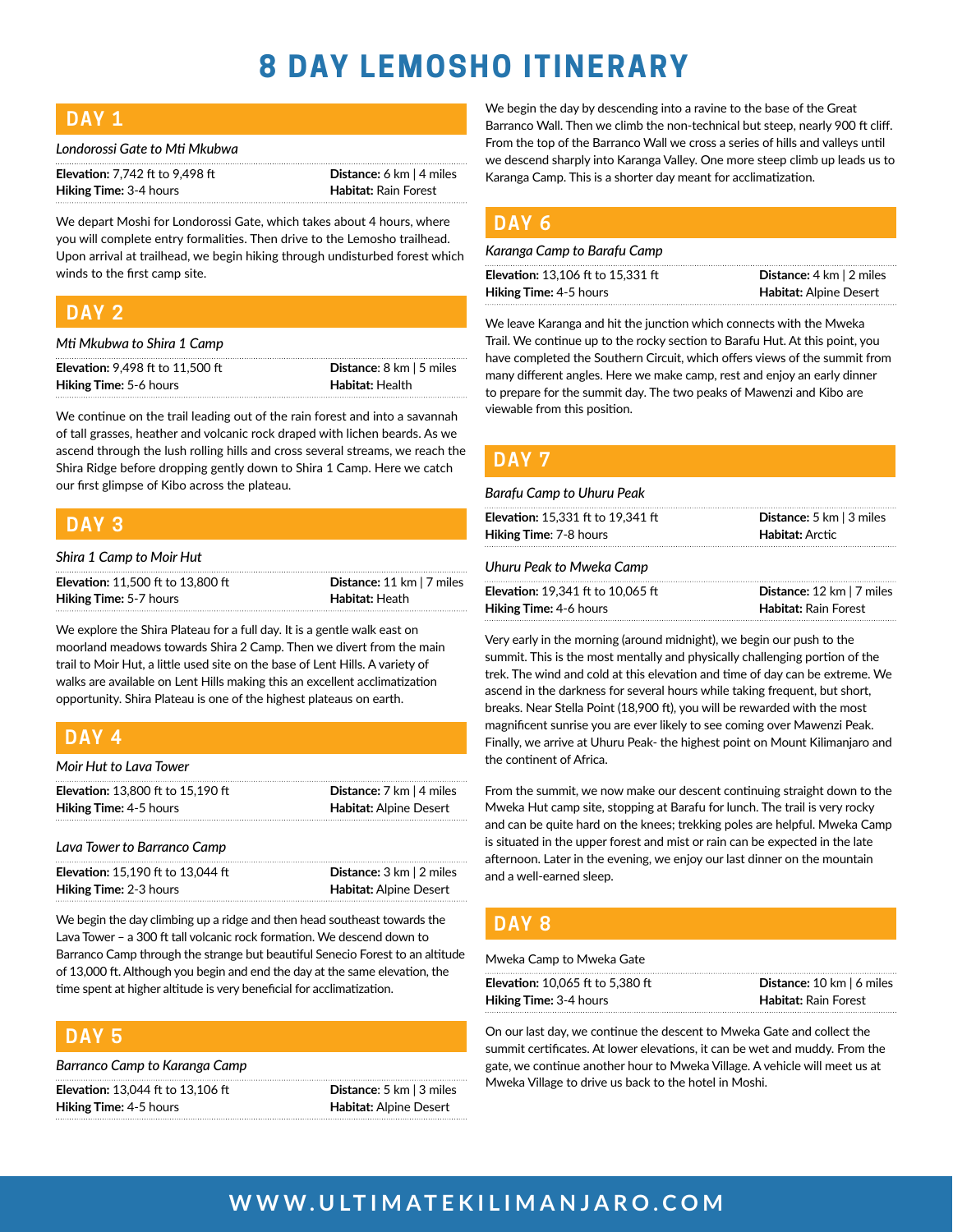# 8 DAY LEMOSHO ITINERARY

## DAY 1

*Londorossi Gate to Mti Mkubwa*

**Elevation:** 7,742 ft to 9,498 ft
**Hiking Time:** 3-4 hours
**Distance:** 6 km | 4 miles
**Habitat:** Rain Forest

We depart Moshi for Londorossi Gate, which takes about 4 hours, where you will complete entry formalities. Then drive to the Lemosho trailhead. Upon arrival at trailhead, we begin hiking through undisturbed forest which winds to the first camp site.

## DAY 2

*Mti Mkubwa to Shira 1 Camp*

**Elevation:** 9,498 ft to 11,500 ft
**Hiking Time:** 5-6 hours
**Distance:** 8 km | 5 miles
**Habitat:** Health

We continue on the trail leading out of the rain forest and into a savannah of tall grasses, heather and volcanic rock draped with lichen beards. As we ascend through the lush rolling hills and cross several streams, we reach the Shira Ridge before dropping gently down to Shira 1 Camp. Here we catch our first glimpse of Kibo across the plateau.

## DAY 3

*Shira 1 Camp to Moir Hut*

**Elevation:** 11,500 ft to 13,800 ft
**Hiking Time:** 5-7 hours
**Distance:** 11 km | 7 miles
**Habitat:** Heath

We explore the Shira Plateau for a full day. It is a gentle walk east on moorland meadows towards Shira 2 Camp. Then we divert from the main trail to Moir Hut, a little used site on the base of Lent Hills. A variety of walks are available on Lent Hills making this an excellent acclimatization opportunity. Shira Plateau is one of the highest plateaus on earth.

## DAY 4

*Moir Hut to Lava Tower*

**Elevation:** 13,800 ft to 15,190 ft
**Hiking Time:** 4-5 hours
**Distance:** 7 km | 4 miles
**Habitat:** Alpine Desert

*Lava Tower to Barranco Camp*

**Elevation:** 15,190 ft to 13,044 ft
**Hiking Time:** 2-3 hours
**Distance:** 3 km | 2 miles
**Habitat:** Alpine Desert

We begin the day climbing up a ridge and then head southeast towards the Lava Tower – a 300 ft tall volcanic rock formation. We descend down to Barranco Camp through the strange but beautiful Senecio Forest to an altitude of 13,000 ft. Although you begin and end the day at the same elevation, the time spent at higher altitude is very beneficial for acclimatization.

## DAY 5

*Barranco Camp to Karanga Camp*

**Elevation:** 13,044 ft to 13,106 ft
**Hiking Time:** 4-5 hours
**Distance:** 5 km | 3 miles
**Habitat:** Alpine Desert

We begin the day by descending into a ravine to the base of the Great Barranco Wall. Then we climb the non-technical but steep, nearly 900 ft cliff. From the top of the Barranco Wall we cross a series of hills and valleys until we descend sharply into Karanga Valley. One more steep climb up leads us to Karanga Camp. This is a shorter day meant for acclimatization.

## DAY 6

*Karanga Camp to Barafu Camp*

**Elevation:** 13,106 ft to 15,331 ft
**Hiking Time:** 4-5 hours
**Distance:** 4 km | 2 miles
**Habitat:** Alpine Desert

We leave Karanga and hit the junction which connects with the Mweka Trail. We continue up to the rocky section to Barafu Hut. At this point, you have completed the Southern Circuit, which offers views of the summit from many different angles. Here we make camp, rest and enjoy an early dinner to prepare for the summit day. The two peaks of Mawenzi and Kibo are viewable from this position.

## DAY 7

*Barafu Camp to Uhuru Peak*

**Elevation:** 15,331 ft to 19,341 ft
**Hiking Time**: 7-8 hours
**Distance:** 5 km | 3 miles
**Habitat:** Arctic

*Uhuru Peak to Mweka Camp*

**Elevation:** 19,341 ft to 10,065 ft
**Hiking Time:** 4-6 hours
**Distance:** 12 km | 7 miles
**Habitat:** Rain Forest

Very early in the morning (around midnight), we begin our push to the summit. This is the most mentally and physically challenging portion of the trek. The wind and cold at this elevation and time of day can be extreme. We ascend in the darkness for several hours while taking frequent, but short, breaks. Near Stella Point (18,900 ft), you will be rewarded with the most magnificent sunrise you are ever likely to see coming over Mawenzi Peak. Finally, we arrive at Uhuru Peak- the highest point on Mount Kilimanjaro and the continent of Africa.

From the summit, we now make our descent continuing straight down to the Mweka Hut camp site, stopping at Barafu for lunch. The trail is very rocky and can be quite hard on the knees; trekking poles are helpful. Mweka Camp is situated in the upper forest and mist or rain can be expected in the late afternoon. Later in the evening, we enjoy our last dinner on the mountain and a well-earned sleep.

## DAY 8

Mweka Camp to Mweka Gate

**Elevation:** 10,065 ft to 5,380 ft
**Hiking Time:** 3-4 hours
**Distance:** 10 km | 6 miles
**Habitat:** Rain Forest

On our last day, we continue the descent to Mweka Gate and collect the summit certificates. At lower elevations, it can be wet and muddy. From the gate, we continue another hour to Mweka Village. A vehicle will meet us at Mweka Village to drive us back to the hotel in Moshi.

WWW.ULTIMATEKILIMANJARO.COM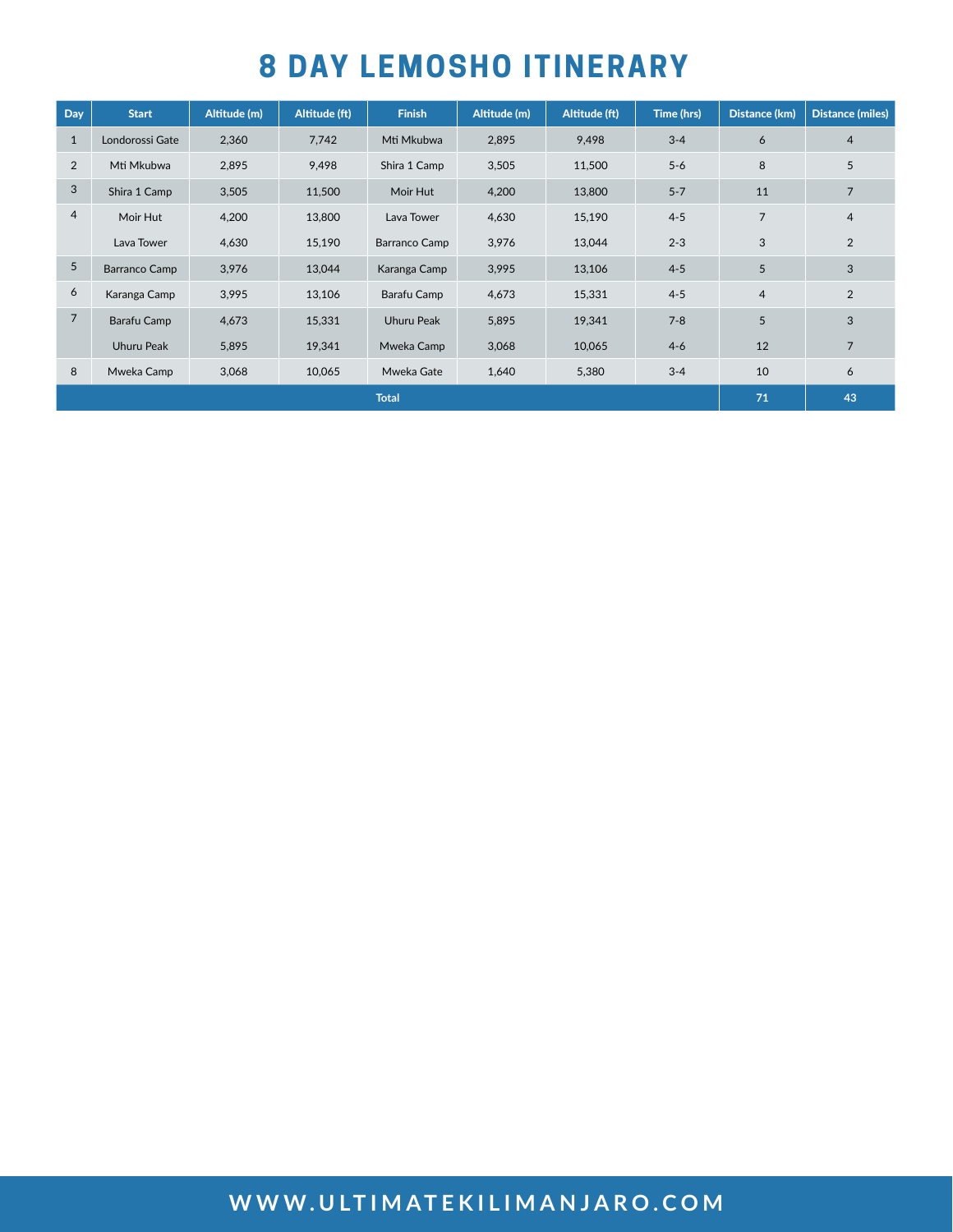# 8 DAY LEMOSHO ITINERARY

| Day | Start | Altitude (m) | Altitude (ft) | Finish | Altitude (m) | Altitude (ft) | Time (hrs) | Distance (km) | Distance (miles) |
|---|---|---|---|---|---|---|---|---|---|
| 1 | Londorossi Gate | 2,360 | 7,742 | Mti Mkubwa | 2,895 | 9,498 | 3-4 | 6 | 4 |
| 2 | Mti Mkubwa | 2,895 | 9,498 | Shira 1 Camp | 3,505 | 11,500 | 5-6 | 8 | 5 |
| 3 | Shira 1 Camp | 3,505 | 11,500 | Moir Hut | 4,200 | 13,800 | 5-7 | 11 | 7 |
| 4 | Moir Hut | 4,200 | 13,800 | Lava Tower | 4,630 | 15,190 | 4-5 | 7 | 4 |
| | Lava Tower | 4,630 | 15,190 | Barranco Camp | 3,976 | 13,044 | 2-3 | 3 | 2 |
| 5 | Barranco Camp | 3,976 | 13,044 | Karanga Camp | 3,995 | 13,106 | 4-5 | 5 | 3 |
| 6 | Karanga Camp | 3,995 | 13,106 | Barafu Camp | 4,673 | 15,331 | 4-5 | 4 | 2 |
| 7 | Barafu Camp | 4,673 | 15,331 | Uhuru Peak | 5,895 | 19,341 | 7-8 | 5 | 3 |
| | Uhuru Peak | 5,895 | 19,341 | Mweka Camp | 3,068 | 10,065 | 4-6 | 12 | 7 |
| 8 | Mweka Camp | 3,068 | 10,065 | Mweka Gate | 1,640 | 5,380 | 3-4 | 10 | 6 |
| **Total** | | | | | | | | **71** | **43** |

WWW.ULTIMATEKILIMANJARO.COM